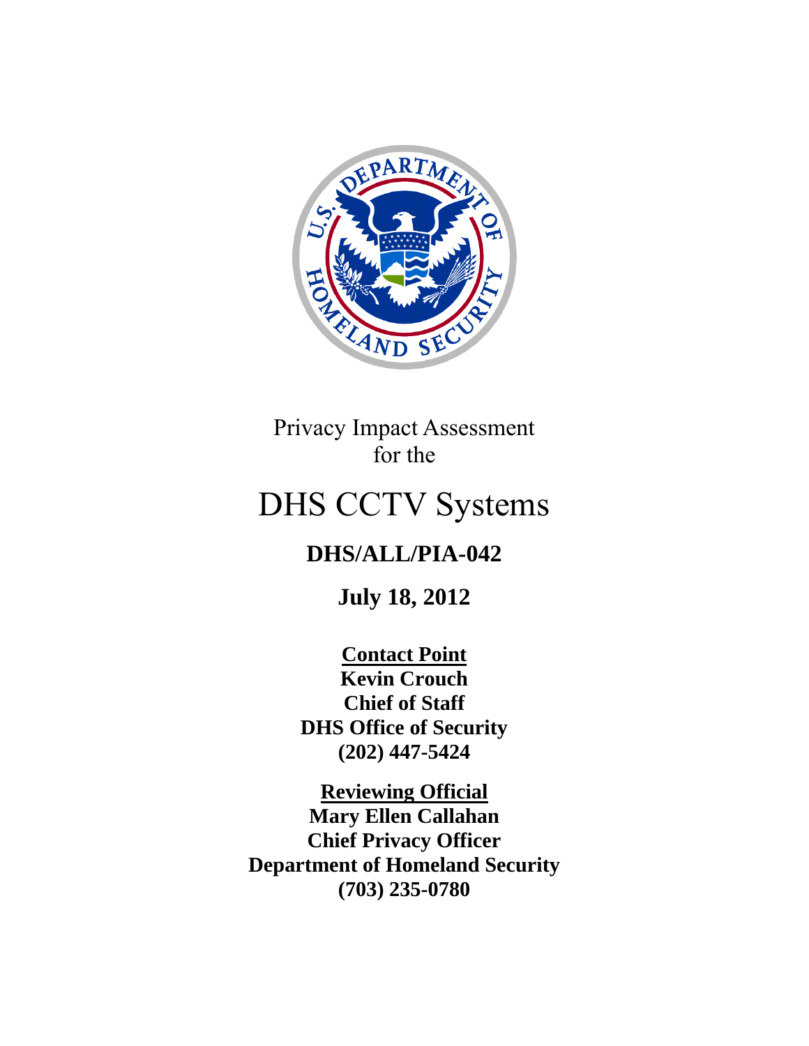Privacy Impact Assessment
for the

# DHS CCTV Systems

**DHS/ALL/PIA-042**

**July 18, 2012**

**Contact Point**
**Kevin Crouch**
**Chief of Staff**
**DHS Office of Security**
**(202) 447-5424**

**Reviewing Official**
**Mary Ellen Callahan**
**Chief Privacy Officer**
**Department of Homeland Security**
**(703) 235-0780**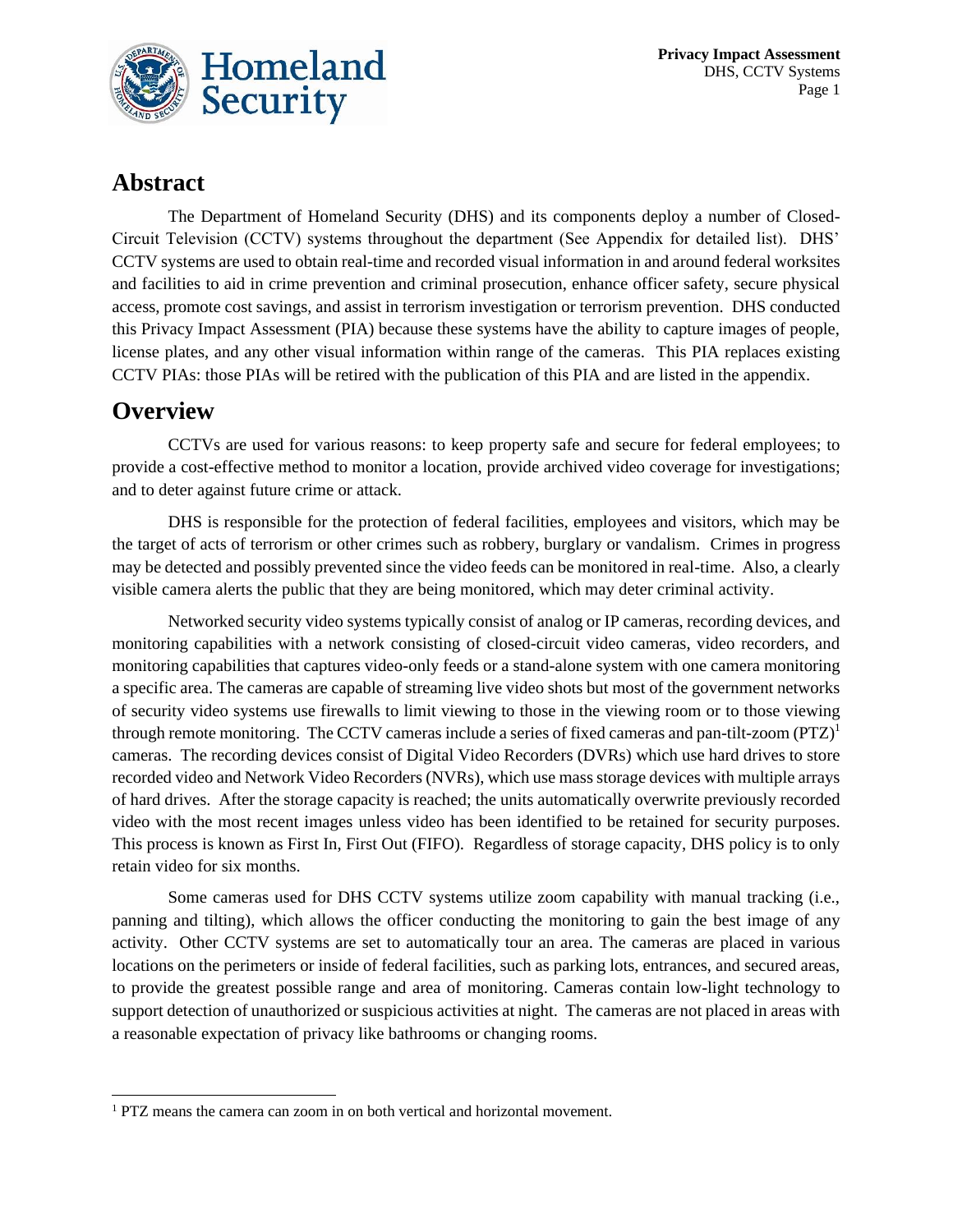## Abstract

The Department of Homeland Security (DHS) and its components deploy a number of Closed-Circuit Television (CCTV) systems throughout the department (See Appendix for detailed list). DHS' CCTV systems are used to obtain real-time and recorded visual information in and around federal worksites and facilities to aid in crime prevention and criminal prosecution, enhance officer safety, secure physical access, promote cost savings, and assist in terrorism investigation or terrorism prevention. DHS conducted this Privacy Impact Assessment (PIA) because these systems have the ability to capture images of people, license plates, and any other visual information within range of the cameras. This PIA replaces existing CCTV PIAs: those PIAs will be retired with the publication of this PIA and are listed in the appendix.

## Overview

CCTVs are used for various reasons: to keep property safe and secure for federal employees; to provide a cost-effective method to monitor a location, provide archived video coverage for investigations; and to deter against future crime or attack.

DHS is responsible for the protection of federal facilities, employees and visitors, which may be the target of acts of terrorism or other crimes such as robbery, burglary or vandalism. Crimes in progress may be detected and possibly prevented since the video feeds can be monitored in real-time. Also, a clearly visible camera alerts the public that they are being monitored, which may deter criminal activity.

Networked security video systems typically consist of analog or IP cameras, recording devices, and monitoring capabilities with a network consisting of closed-circuit video cameras, video recorders, and monitoring capabilities that captures video-only feeds or a stand-alone system with one camera monitoring a specific area. The cameras are capable of streaming live video shots but most of the government networks of security video systems use firewalls to limit viewing to those in the viewing room or to those viewing through remote monitoring. The CCTV cameras include a series of fixed cameras and pan-tilt-zoom (PTZ)[1] cameras. The recording devices consist of Digital Video Recorders (DVRs) which use hard drives to store recorded video and Network Video Recorders (NVRs), which use mass storage devices with multiple arrays of hard drives. After the storage capacity is reached; the units automatically overwrite previously recorded video with the most recent images unless video has been identified to be retained for security purposes. This process is known as First In, First Out (FIFO). Regardless of storage capacity, DHS policy is to only retain video for six months.

Some cameras used for DHS CCTV systems utilize zoom capability with manual tracking (i.e., panning and tilting), which allows the officer conducting the monitoring to gain the best image of any activity. Other CCTV systems are set to automatically tour an area. The cameras are placed in various locations on the perimeters or inside of federal facilities, such as parking lots, entrances, and secured areas, to provide the greatest possible range and area of monitoring. Cameras contain low-light technology to support detection of unauthorized or suspicious activities at night. The cameras are not placed in areas with a reasonable expectation of privacy like bathrooms or changing rooms.

---

[1] PTZ means the camera can zoom in on both vertical and horizontal movement.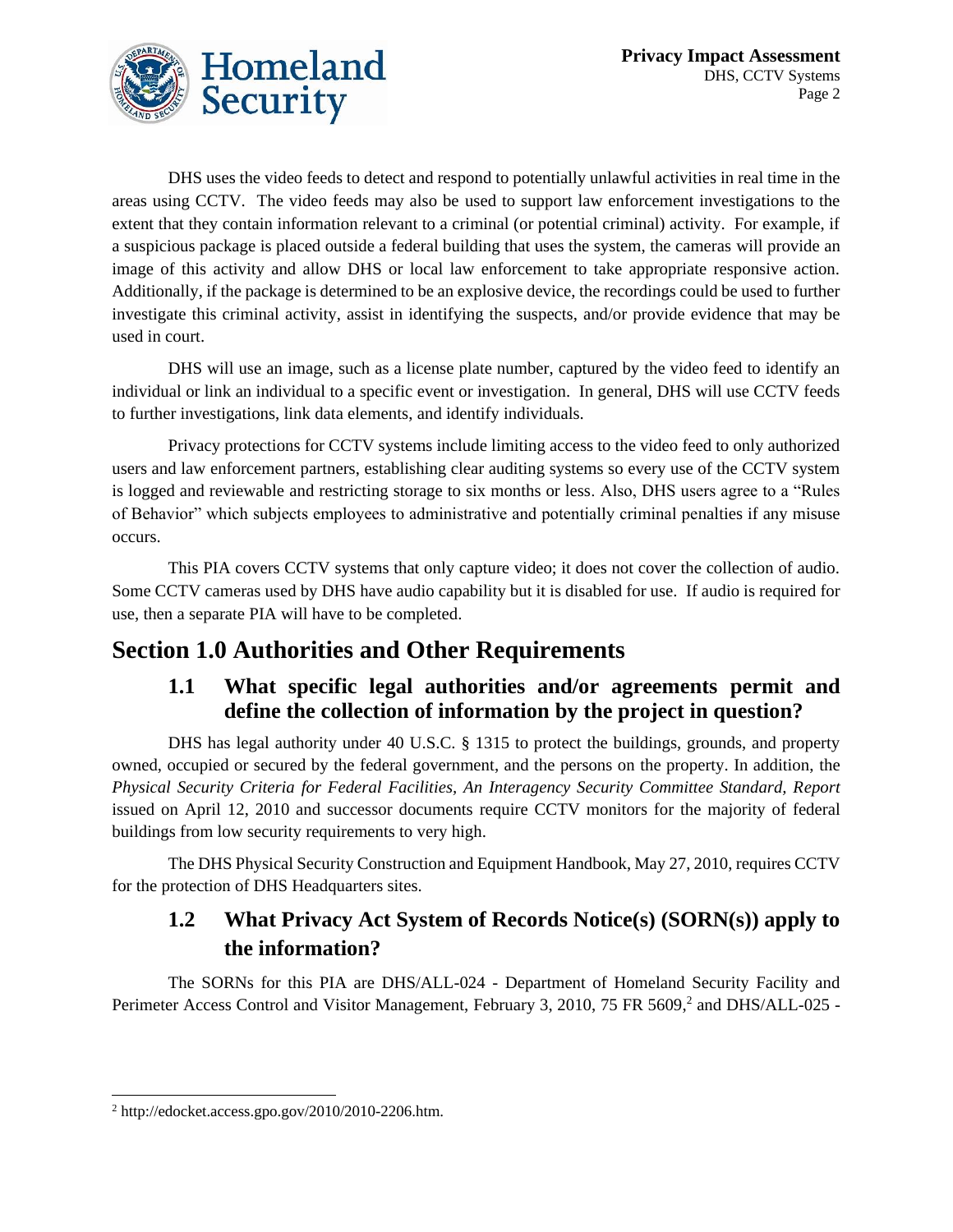DHS uses the video feeds to detect and respond to potentially unlawful activities in real time in the areas using CCTV. The video feeds may also be used to support law enforcement investigations to the extent that they contain information relevant to a criminal (or potential criminal) activity. For example, if a suspicious package is placed outside a federal building that uses the system, the cameras will provide an image of this activity and allow DHS or local law enforcement to take appropriate responsive action. Additionally, if the package is determined to be an explosive device, the recordings could be used to further investigate this criminal activity, assist in identifying the suspects, and/or provide evidence that may be used in court.

DHS will use an image, such as a license plate number, captured by the video feed to identify an individual or link an individual to a specific event or investigation. In general, DHS will use CCTV feeds to further investigations, link data elements, and identify individuals.

Privacy protections for CCTV systems include limiting access to the video feed to only authorized users and law enforcement partners, establishing clear auditing systems so every use of the CCTV system is logged and reviewable and restricting storage to six months or less. Also, DHS users agree to a "Rules of Behavior" which subjects employees to administrative and potentially criminal penalties if any misuse occurs.

This PIA covers CCTV systems that only capture video; it does not cover the collection of audio. Some CCTV cameras used by DHS have audio capability but it is disabled for use. If audio is required for use, then a separate PIA will have to be completed.

# Section 1.0 Authorities and Other Requirements

## 1.1 What specific legal authorities and/or agreements permit and define the collection of information by the project in question?

DHS has legal authority under 40 U.S.C. § 1315 to protect the buildings, grounds, and property owned, occupied or secured by the federal government, and the persons on the property. In addition, the *Physical Security Criteria for Federal Facilities, An Interagency Security Committee Standard, Report* issued on April 12, 2010 and successor documents require CCTV monitors for the majority of federal buildings from low security requirements to very high.

The DHS Physical Security Construction and Equipment Handbook, May 27, 2010, requires CCTV for the protection of DHS Headquarters sites.

## 1.2 What Privacy Act System of Records Notice(s) (SORN(s)) apply to the information?

The SORNs for this PIA are DHS/ALL-024 - Department of Homeland Security Facility and Perimeter Access Control and Visitor Management, February 3, 2010, 75 FR 5609,[2] and DHS/ALL-025 -

[2] http://edocket.access.gpo.gov/2010/2010-2206.htm.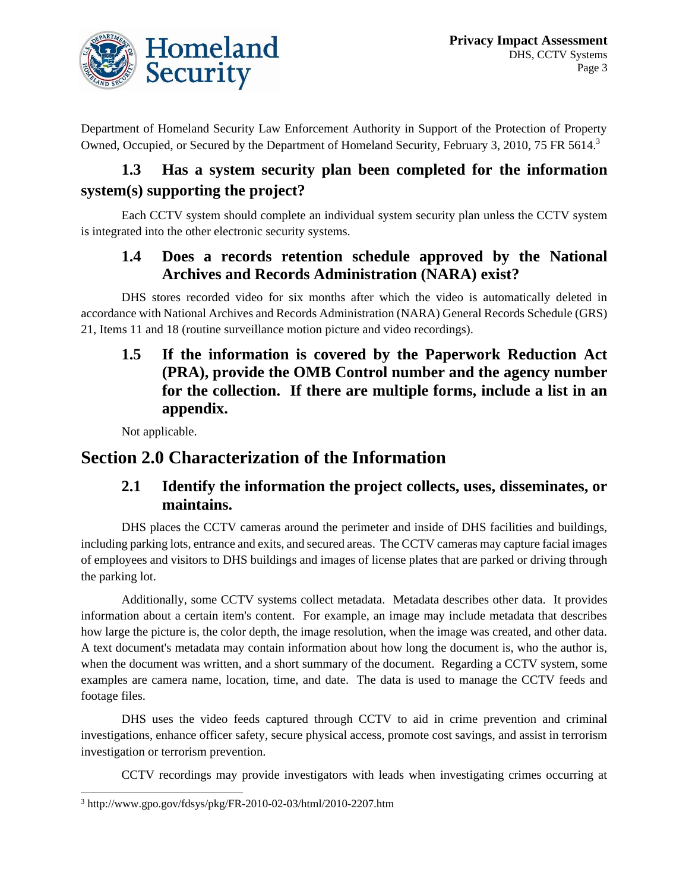Department of Homeland Security Law Enforcement Authority in Support of the Protection of Property Owned, Occupied, or Secured by the Department of Homeland Security, February 3, 2010, 75 FR 5614.[3]

### 1.3 Has a system security plan been completed for the information system(s) supporting the project?

Each CCTV system should complete an individual system security plan unless the CCTV system is integrated into the other electronic security systems.

### 1.4 Does a records retention schedule approved by the National Archives and Records Administration (NARA) exist?

DHS stores recorded video for six months after which the video is automatically deleted in accordance with National Archives and Records Administration (NARA) General Records Schedule (GRS) 21, Items 11 and 18 (routine surveillance motion picture and video recordings).

### 1.5 If the information is covered by the Paperwork Reduction Act (PRA), provide the OMB Control number and the agency number for the collection. If there are multiple forms, include a list in an appendix.

Not applicable.

## Section 2.0 Characterization of the Information

### 2.1 Identify the information the project collects, uses, disseminates, or maintains.

DHS places the CCTV cameras around the perimeter and inside of DHS facilities and buildings, including parking lots, entrance and exits, and secured areas. The CCTV cameras may capture facial images of employees and visitors to DHS buildings and images of license plates that are parked or driving through the parking lot.

Additionally, some CCTV systems collect metadata. Metadata describes other data. It provides information about a certain item's content. For example, an image may include metadata that describes how large the picture is, the color depth, the image resolution, when the image was created, and other data. A text document's metadata may contain information about how long the document is, who the author is, when the document was written, and a short summary of the document. Regarding a CCTV system, some examples are camera name, location, time, and date. The data is used to manage the CCTV feeds and footage files.

DHS uses the video feeds captured through CCTV to aid in crime prevention and criminal investigations, enhance officer safety, secure physical access, promote cost savings, and assist in terrorism investigation or terrorism prevention.

CCTV recordings may provide investigators with leads when investigating crimes occurring at

[3] http://www.gpo.gov/fdsys/pkg/FR-2010-02-03/html/2010-2207.htm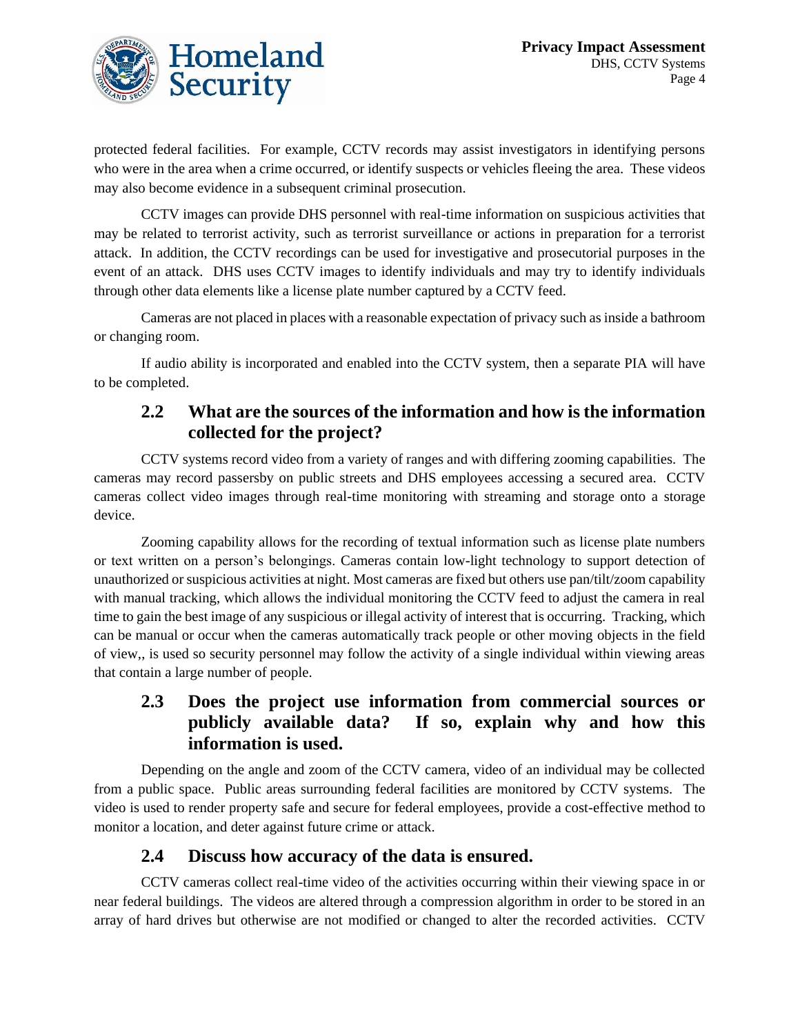protected federal facilities. For example, CCTV records may assist investigators in identifying persons who were in the area when a crime occurred, or identify suspects or vehicles fleeing the area. These videos may also become evidence in a subsequent criminal prosecution.

CCTV images can provide DHS personnel with real-time information on suspicious activities that may be related to terrorist activity, such as terrorist surveillance or actions in preparation for a terrorist attack. In addition, the CCTV recordings can be used for investigative and prosecutorial purposes in the event of an attack. DHS uses CCTV images to identify individuals and may try to identify individuals through other data elements like a license plate number captured by a CCTV feed.

Cameras are not placed in places with a reasonable expectation of privacy such as inside a bathroom or changing room.

If audio ability is incorporated and enabled into the CCTV system, then a separate PIA will have to be completed.

### 2.2 What are the sources of the information and how is the information collected for the project?

CCTV systems record video from a variety of ranges and with differing zooming capabilities. The cameras may record passersby on public streets and DHS employees accessing a secured area. CCTV cameras collect video images through real-time monitoring with streaming and storage onto a storage device.

Zooming capability allows for the recording of textual information such as license plate numbers or text written on a person's belongings. Cameras contain low-light technology to support detection of unauthorized or suspicious activities at night. Most cameras are fixed but others use pan/tilt/zoom capability with manual tracking, which allows the individual monitoring the CCTV feed to adjust the camera in real time to gain the best image of any suspicious or illegal activity of interest that is occurring. Tracking, which can be manual or occur when the cameras automatically track people or other moving objects in the field of view,, is used so security personnel may follow the activity of a single individual within viewing areas that contain a large number of people.

### 2.3 Does the project use information from commercial sources or publicly available data? If so, explain why and how this information is used.

Depending on the angle and zoom of the CCTV camera, video of an individual may be collected from a public space. Public areas surrounding federal facilities are monitored by CCTV systems. The video is used to render property safe and secure for federal employees, provide a cost-effective method to monitor a location, and deter against future crime or attack.

### 2.4 Discuss how accuracy of the data is ensured.

CCTV cameras collect real-time video of the activities occurring within their viewing space in or near federal buildings. The videos are altered through a compression algorithm in order to be stored in an array of hard drives but otherwise are not modified or changed to alter the recorded activities. CCTV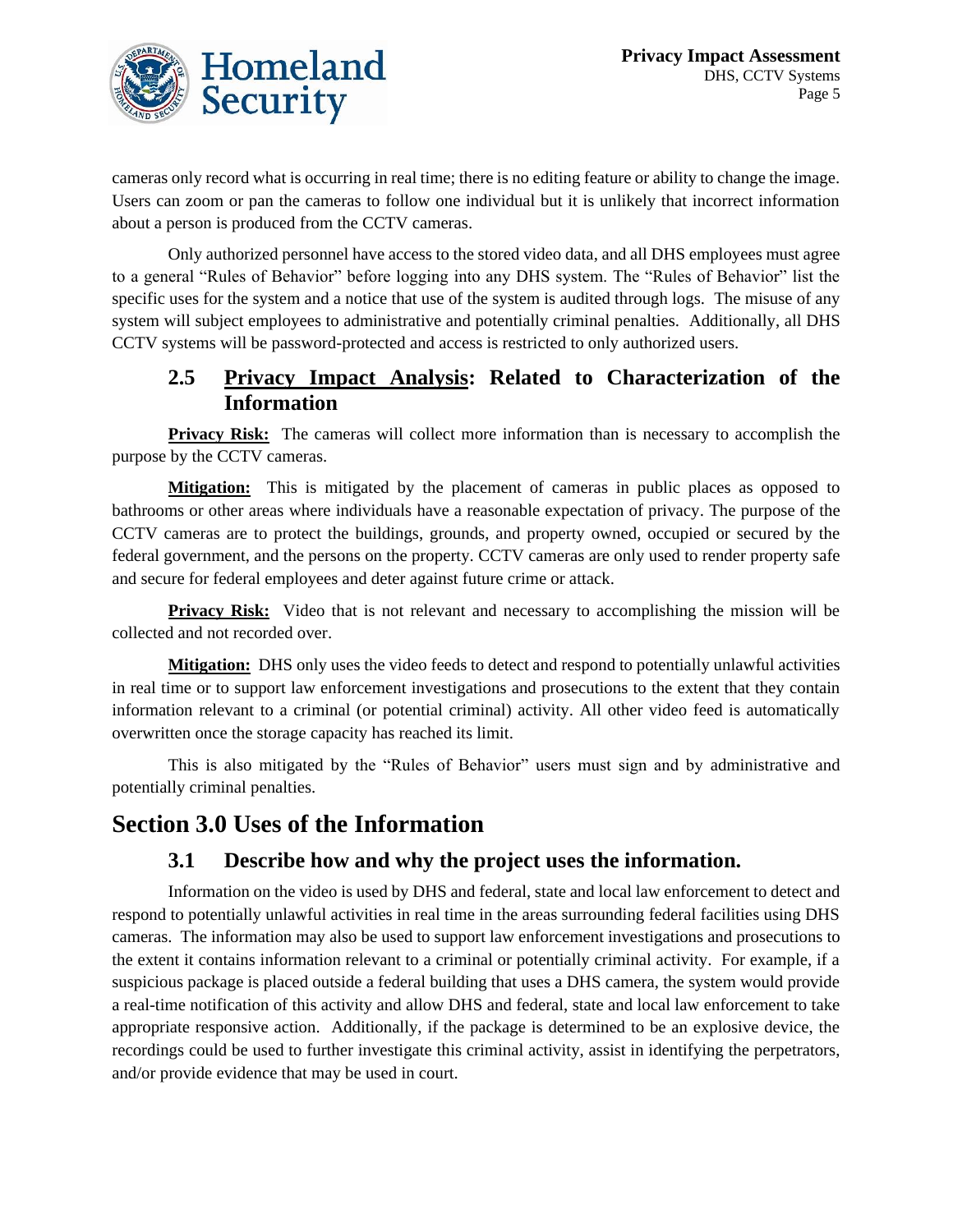cameras only record what is occurring in real time; there is no editing feature or ability to change the image. Users can zoom or pan the cameras to follow one individual but it is unlikely that incorrect information about a person is produced from the CCTV cameras.

Only authorized personnel have access to the stored video data, and all DHS employees must agree to a general "Rules of Behavior" before logging into any DHS system. The "Rules of Behavior" list the specific uses for the system and a notice that use of the system is audited through logs. The misuse of any system will subject employees to administrative and potentially criminal penalties. Additionally, all DHS CCTV systems will be password-protected and access is restricted to only authorized users.

### 2.5 Privacy Impact Analysis: Related to Characterization of the Information

**Privacy Risk:** The cameras will collect more information than is necessary to accomplish the purpose by the CCTV cameras.

**Mitigation:** This is mitigated by the placement of cameras in public places as opposed to bathrooms or other areas where individuals have a reasonable expectation of privacy. The purpose of the CCTV cameras are to protect the buildings, grounds, and property owned, occupied or secured by the federal government, and the persons on the property. CCTV cameras are only used to render property safe and secure for federal employees and deter against future crime or attack.

**Privacy Risk:** Video that is not relevant and necessary to accomplishing the mission will be collected and not recorded over.

**Mitigation:** DHS only uses the video feeds to detect and respond to potentially unlawful activities in real time or to support law enforcement investigations and prosecutions to the extent that they contain information relevant to a criminal (or potential criminal) activity. All other video feed is automatically overwritten once the storage capacity has reached its limit.

This is also mitigated by the "Rules of Behavior" users must sign and by administrative and potentially criminal penalties.

## Section 3.0 Uses of the Information

### 3.1 Describe how and why the project uses the information.

Information on the video is used by DHS and federal, state and local law enforcement to detect and respond to potentially unlawful activities in real time in the areas surrounding federal facilities using DHS cameras. The information may also be used to support law enforcement investigations and prosecutions to the extent it contains information relevant to a criminal or potentially criminal activity. For example, if a suspicious package is placed outside a federal building that uses a DHS camera, the system would provide a real-time notification of this activity and allow DHS and federal, state and local law enforcement to take appropriate responsive action. Additionally, if the package is determined to be an explosive device, the recordings could be used to further investigate this criminal activity, assist in identifying the perpetrators, and/or provide evidence that may be used in court.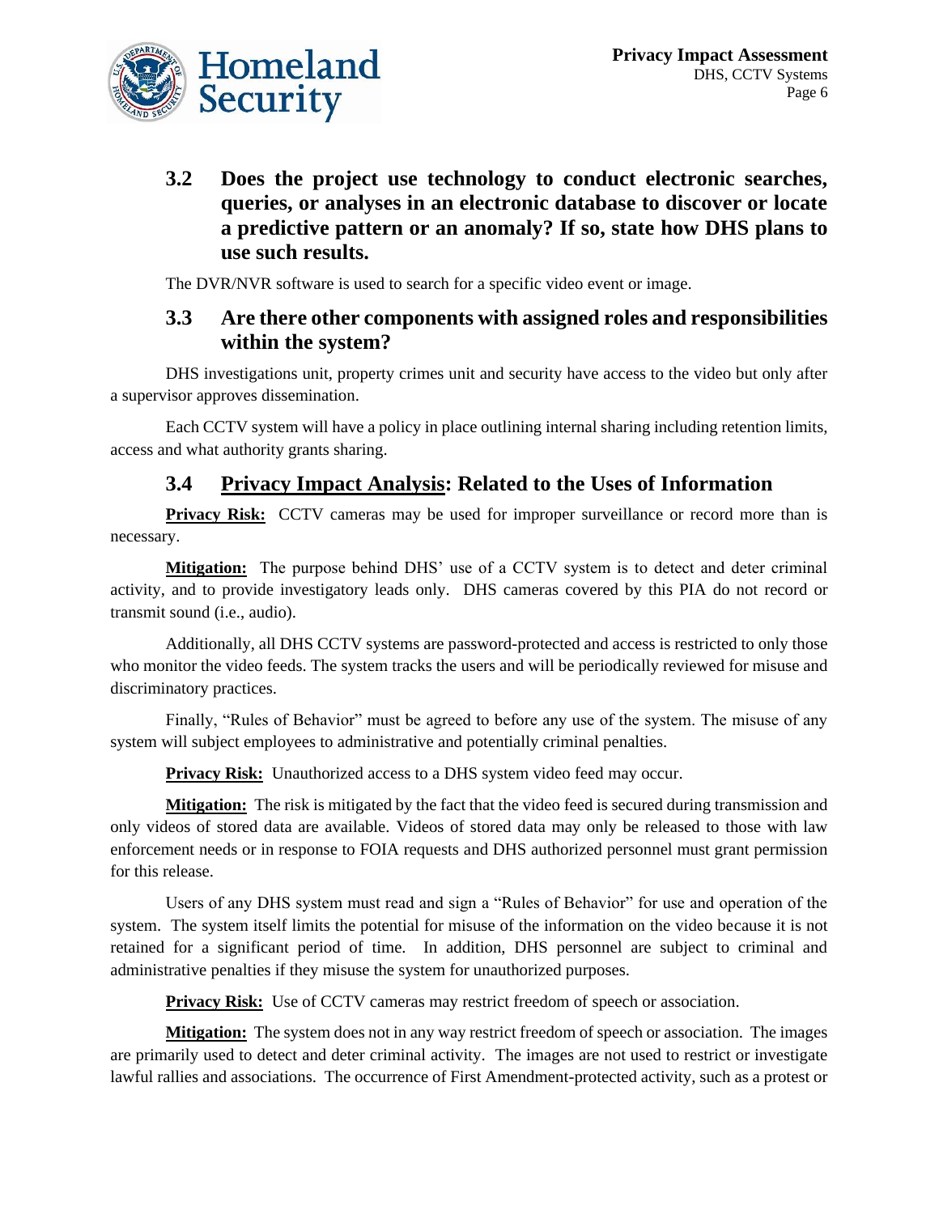### 3.2 Does the project use technology to conduct electronic searches, queries, or analyses in an electronic database to discover or locate a predictive pattern or an anomaly? If so, state how DHS plans to use such results.

The DVR/NVR software is used to search for a specific video event or image.

### 3.3 Are there other components with assigned roles and responsibilities within the system?

DHS investigations unit, property crimes unit and security have access to the video but only after a supervisor approves dissemination.

Each CCTV system will have a policy in place outlining internal sharing including retention limits, access and what authority grants sharing.

### 3.4 Privacy Impact Analysis: Related to the Uses of Information

**Privacy Risk:** CCTV cameras may be used for improper surveillance or record more than is necessary.

**Mitigation:** The purpose behind DHS' use of a CCTV system is to detect and deter criminal activity, and to provide investigatory leads only. DHS cameras covered by this PIA do not record or transmit sound (i.e., audio).

Additionally, all DHS CCTV systems are password-protected and access is restricted to only those who monitor the video feeds. The system tracks the users and will be periodically reviewed for misuse and discriminatory practices.

Finally, "Rules of Behavior" must be agreed to before any use of the system. The misuse of any system will subject employees to administrative and potentially criminal penalties.

**Privacy Risk:** Unauthorized access to a DHS system video feed may occur.

**Mitigation:** The risk is mitigated by the fact that the video feed is secured during transmission and only videos of stored data are available. Videos of stored data may only be released to those with law enforcement needs or in response to FOIA requests and DHS authorized personnel must grant permission for this release.

Users of any DHS system must read and sign a "Rules of Behavior" for use and operation of the system. The system itself limits the potential for misuse of the information on the video because it is not retained for a significant period of time. In addition, DHS personnel are subject to criminal and administrative penalties if they misuse the system for unauthorized purposes.

**Privacy Risk:** Use of CCTV cameras may restrict freedom of speech or association.

**Mitigation:** The system does not in any way restrict freedom of speech or association. The images are primarily used to detect and deter criminal activity. The images are not used to restrict or investigate lawful rallies and associations. The occurrence of First Amendment-protected activity, such as a protest or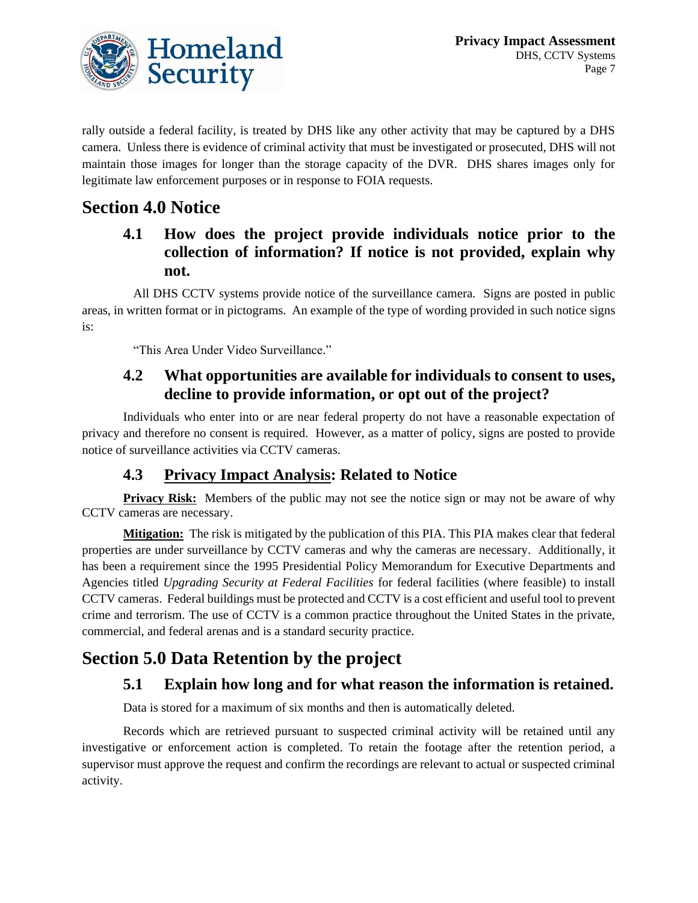rally outside a federal facility, is treated by DHS like any other activity that may be captured by a DHS camera. Unless there is evidence of criminal activity that must be investigated or prosecuted, DHS will not maintain those images for longer than the storage capacity of the DVR. DHS shares images only for legitimate law enforcement purposes or in response to FOIA requests.

# Section 4.0 Notice

## 4.1 How does the project provide individuals notice prior to the collection of information? If notice is not provided, explain why not.

All DHS CCTV systems provide notice of the surveillance camera. Signs are posted in public areas, in written format or in pictograms. An example of the type of wording provided in such notice signs is:

"This Area Under Video Surveillance."

## 4.2 What opportunities are available for individuals to consent to uses, decline to provide information, or opt out of the project?

Individuals who enter into or are near federal property do not have a reasonable expectation of privacy and therefore no consent is required. However, as a matter of policy, signs are posted to provide notice of surveillance activities via CCTV cameras.

## 4.3 Privacy Impact Analysis: Related to Notice

**Privacy Risk:** Members of the public may not see the notice sign or may not be aware of why CCTV cameras are necessary.

**Mitigation:** The risk is mitigated by the publication of this PIA. This PIA makes clear that federal properties are under surveillance by CCTV cameras and why the cameras are necessary. Additionally, it has been a requirement since the 1995 Presidential Policy Memorandum for Executive Departments and Agencies titled *Upgrading Security at Federal Facilities* for federal facilities (where feasible) to install CCTV cameras. Federal buildings must be protected and CCTV is a cost efficient and useful tool to prevent crime and terrorism. The use of CCTV is a common practice throughout the United States in the private, commercial, and federal arenas and is a standard security practice.

# Section 5.0 Data Retention by the project

## 5.1 Explain how long and for what reason the information is retained.

Data is stored for a maximum of six months and then is automatically deleted.

Records which are retrieved pursuant to suspected criminal activity will be retained until any investigative or enforcement action is completed. To retain the footage after the retention period, a supervisor must approve the request and confirm the recordings are relevant to actual or suspected criminal activity.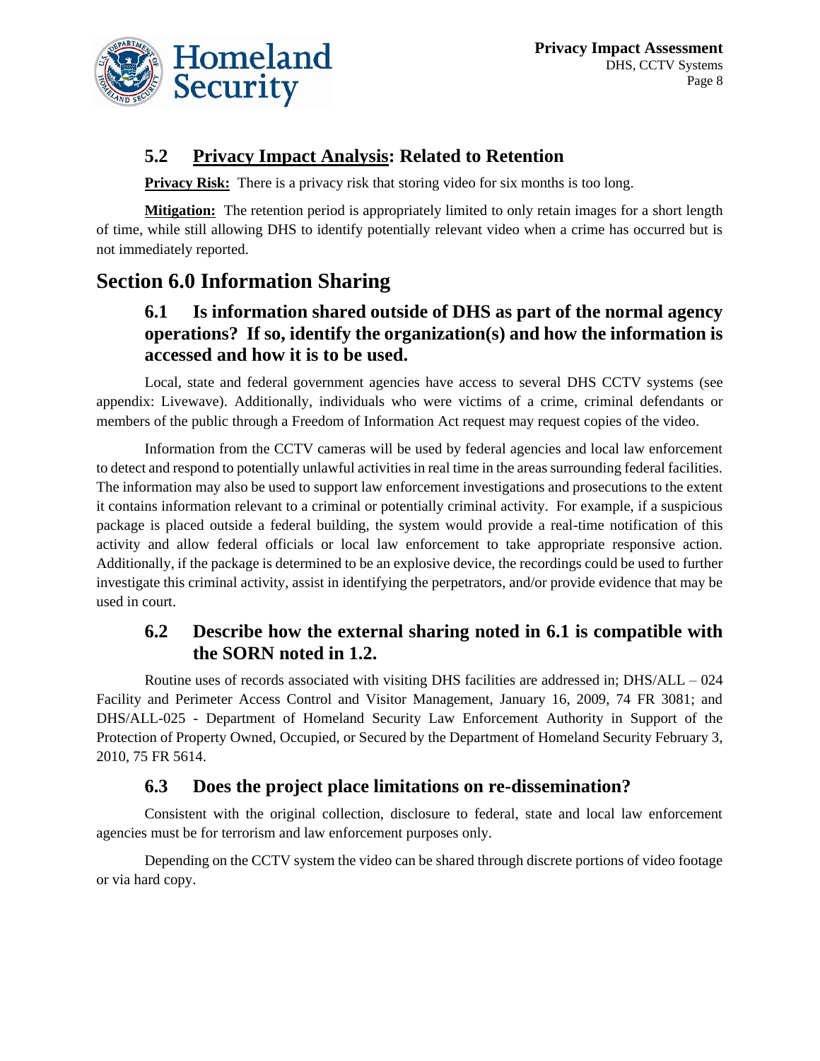### 5.2 Privacy Impact Analysis: Related to Retention

**Privacy Risk:** There is a privacy risk that storing video for six months is too long.

**Mitigation:** The retention period is appropriately limited to only retain images for a short length of time, while still allowing DHS to identify potentially relevant video when a crime has occurred but is not immediately reported.

## Section 6.0 Information Sharing

### 6.1 Is information shared outside of DHS as part of the normal agency operations? If so, identify the organization(s) and how the information is accessed and how it is to be used.

Local, state and federal government agencies have access to several DHS CCTV systems (see appendix: Livewave). Additionally, individuals who were victims of a crime, criminal defendants or members of the public through a Freedom of Information Act request may request copies of the video.

Information from the CCTV cameras will be used by federal agencies and local law enforcement to detect and respond to potentially unlawful activities in real time in the areas surrounding federal facilities. The information may also be used to support law enforcement investigations and prosecutions to the extent it contains information relevant to a criminal or potentially criminal activity. For example, if a suspicious package is placed outside a federal building, the system would provide a real-time notification of this activity and allow federal officials or local law enforcement to take appropriate responsive action. Additionally, if the package is determined to be an explosive device, the recordings could be used to further investigate this criminal activity, assist in identifying the perpetrators, and/or provide evidence that may be used in court.

### 6.2 Describe how the external sharing noted in 6.1 is compatible with the SORN noted in 1.2.

Routine uses of records associated with visiting DHS facilities are addressed in; DHS/ALL – 024 Facility and Perimeter Access Control and Visitor Management, January 16, 2009, 74 FR 3081; and DHS/ALL-025 - Department of Homeland Security Law Enforcement Authority in Support of the Protection of Property Owned, Occupied, or Secured by the Department of Homeland Security February 3, 2010, 75 FR 5614.

### 6.3 Does the project place limitations on re-dissemination?

Consistent with the original collection, disclosure to federal, state and local law enforcement agencies must be for terrorism and law enforcement purposes only.

Depending on the CCTV system the video can be shared through discrete portions of video footage or via hard copy.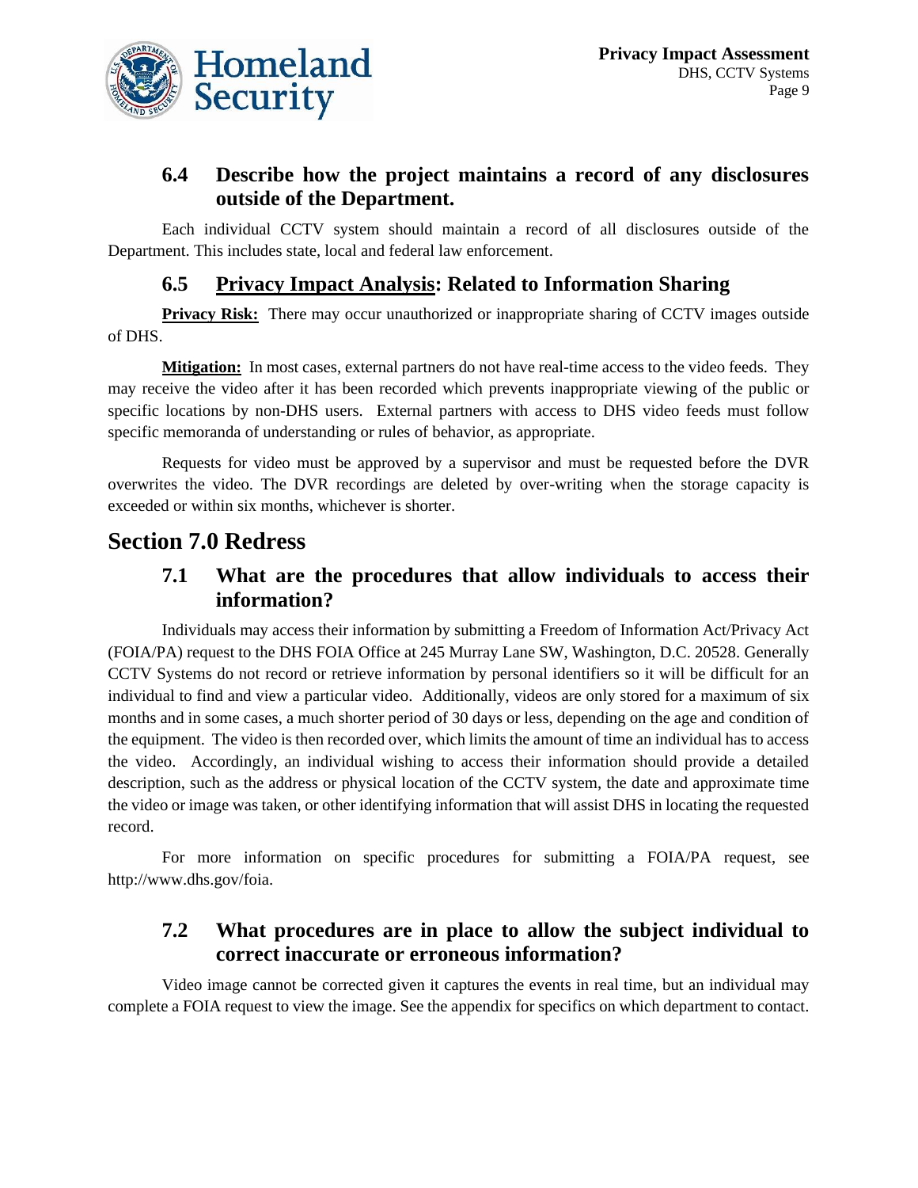### 6.4 Describe how the project maintains a record of any disclosures outside of the Department.

Each individual CCTV system should maintain a record of all disclosures outside of the Department. This includes state, local and federal law enforcement.

### 6.5 Privacy Impact Analysis: Related to Information Sharing

**Privacy Risk:** There may occur unauthorized or inappropriate sharing of CCTV images outside of DHS.

**Mitigation:** In most cases, external partners do not have real-time access to the video feeds. They may receive the video after it has been recorded which prevents inappropriate viewing of the public or specific locations by non-DHS users. External partners with access to DHS video feeds must follow specific memoranda of understanding or rules of behavior, as appropriate.

Requests for video must be approved by a supervisor and must be requested before the DVR overwrites the video. The DVR recordings are deleted by over-writing when the storage capacity is exceeded or within six months, whichever is shorter.

## Section 7.0 Redress

### 7.1 What are the procedures that allow individuals to access their information?

Individuals may access their information by submitting a Freedom of Information Act/Privacy Act (FOIA/PA) request to the DHS FOIA Office at 245 Murray Lane SW, Washington, D.C. 20528. Generally CCTV Systems do not record or retrieve information by personal identifiers so it will be difficult for an individual to find and view a particular video. Additionally, videos are only stored for a maximum of six months and in some cases, a much shorter period of 30 days or less, depending on the age and condition of the equipment. The video is then recorded over, which limits the amount of time an individual has to access the video. Accordingly, an individual wishing to access their information should provide a detailed description, such as the address or physical location of the CCTV system, the date and approximate time the video or image was taken, or other identifying information that will assist DHS in locating the requested record.

For more information on specific procedures for submitting a FOIA/PA request, see http://www.dhs.gov/foia.

### 7.2 What procedures are in place to allow the subject individual to correct inaccurate or erroneous information?

Video image cannot be corrected given it captures the events in real time, but an individual may complete a FOIA request to view the image. See the appendix for specifics on which department to contact.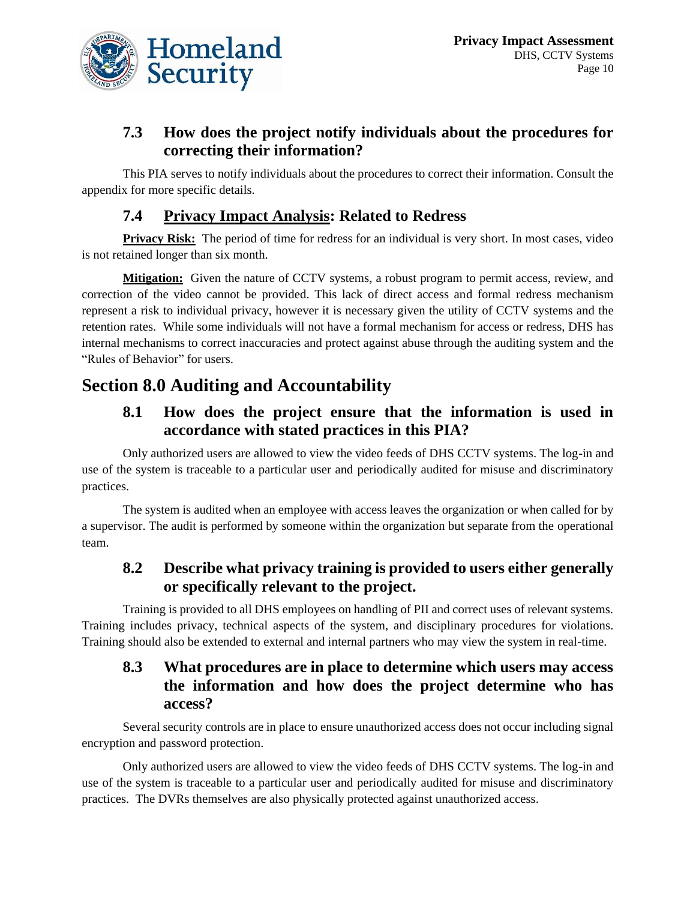### 7.3 How does the project notify individuals about the procedures for correcting their information?

This PIA serves to notify individuals about the procedures to correct their information. Consult the appendix for more specific details.

### 7.4 Privacy Impact Analysis: Related to Redress

**Privacy Risk:** The period of time for redress for an individual is very short. In most cases, video is not retained longer than six month.

**Mitigation:** Given the nature of CCTV systems, a robust program to permit access, review, and correction of the video cannot be provided. This lack of direct access and formal redress mechanism represent a risk to individual privacy, however it is necessary given the utility of CCTV systems and the retention rates. While some individuals will not have a formal mechanism for access or redress, DHS has internal mechanisms to correct inaccuracies and protect against abuse through the auditing system and the "Rules of Behavior" for users.

## Section 8.0 Auditing and Accountability

### 8.1 How does the project ensure that the information is used in accordance with stated practices in this PIA?

Only authorized users are allowed to view the video feeds of DHS CCTV systems. The log-in and use of the system is traceable to a particular user and periodically audited for misuse and discriminatory practices.

The system is audited when an employee with access leaves the organization or when called for by a supervisor. The audit is performed by someone within the organization but separate from the operational team.

### 8.2 Describe what privacy training is provided to users either generally or specifically relevant to the project.

Training is provided to all DHS employees on handling of PII and correct uses of relevant systems. Training includes privacy, technical aspects of the system, and disciplinary procedures for violations. Training should also be extended to external and internal partners who may view the system in real-time.

### 8.3 What procedures are in place to determine which users may access the information and how does the project determine who has access?

Several security controls are in place to ensure unauthorized access does not occur including signal encryption and password protection.

Only authorized users are allowed to view the video feeds of DHS CCTV systems. The log-in and use of the system is traceable to a particular user and periodically audited for misuse and discriminatory practices. The DVRs themselves are also physically protected against unauthorized access.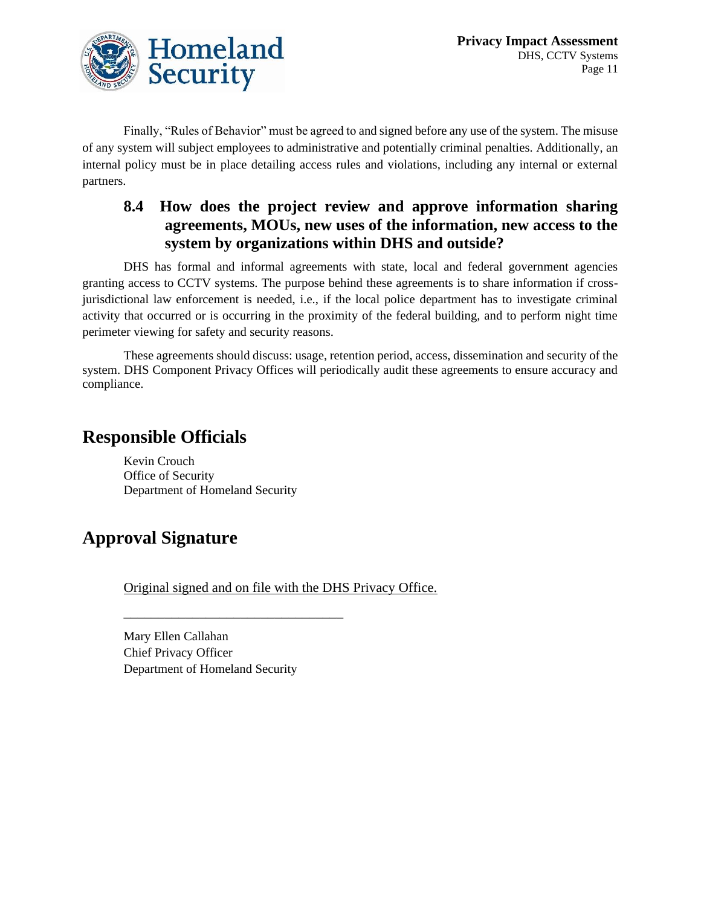Finally, "Rules of Behavior" must be agreed to and signed before any use of the system. The misuse of any system will subject employees to administrative and potentially criminal penalties. Additionally, an internal policy must be in place detailing access rules and violations, including any internal or external partners.

### 8.4 How does the project review and approve information sharing agreements, MOUs, new uses of the information, new access to the system by organizations within DHS and outside?

DHS has formal and informal agreements with state, local and federal government agencies granting access to CCTV systems. The purpose behind these agreements is to share information if cross-jurisdictional law enforcement is needed, i.e., if the local police department has to investigate criminal activity that occurred or is occurring in the proximity of the federal building, and to perform night time perimeter viewing for safety and security reasons.

These agreements should discuss: usage, retention period, access, dissemination and security of the system. DHS Component Privacy Offices will periodically audit these agreements to ensure accuracy and compliance.

## Responsible Officials

Kevin Crouch
Office of Security
Department of Homeland Security

## Approval Signature

Original signed and on file with the DHS Privacy Office.

\_\_\_\_\_\_\_\_\_\_\_\_\_\_\_\_\_\_\_\_\_\_\_\_\_\_\_\_\_\_\_\_

Mary Ellen Callahan
Chief Privacy Officer
Department of Homeland Security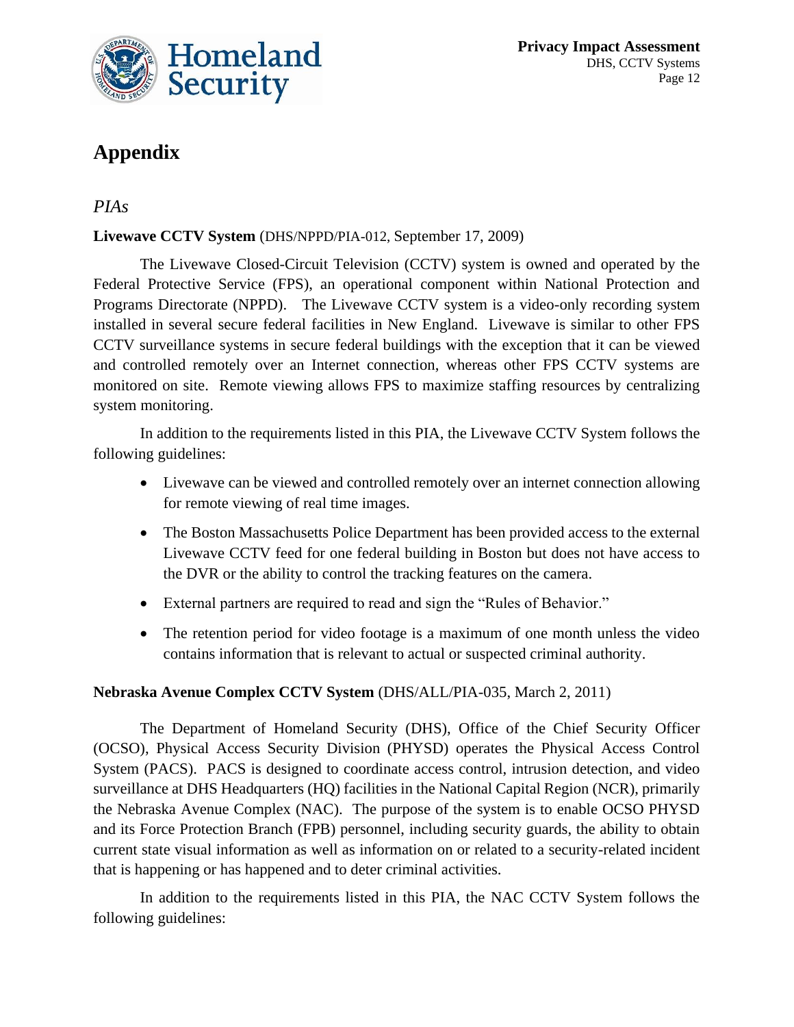# Appendix

## *PIAs*

**Livewave CCTV System** (DHS/NPPD/PIA-012, September 17, 2009)

The Livewave Closed-Circuit Television (CCTV) system is owned and operated by the Federal Protective Service (FPS), an operational component within National Protection and Programs Directorate (NPPD). The Livewave CCTV system is a video-only recording system installed in several secure federal facilities in New England. Livewave is similar to other FPS CCTV surveillance systems in secure federal buildings with the exception that it can be viewed and controlled remotely over an Internet connection, whereas other FPS CCTV systems are monitored on site. Remote viewing allows FPS to maximize staffing resources by centralizing system monitoring.

In addition to the requirements listed in this PIA, the Livewave CCTV System follows the following guidelines:

- Livewave can be viewed and controlled remotely over an internet connection allowing for remote viewing of real time images.
- The Boston Massachusetts Police Department has been provided access to the external Livewave CCTV feed for one federal building in Boston but does not have access to the DVR or the ability to control the tracking features on the camera.
- External partners are required to read and sign the "Rules of Behavior."
- The retention period for video footage is a maximum of one month unless the video contains information that is relevant to actual or suspected criminal authority.

**Nebraska Avenue Complex CCTV System** (DHS/ALL/PIA-035, March 2, 2011)

The Department of Homeland Security (DHS), Office of the Chief Security Officer (OCSO), Physical Access Security Division (PHYSD) operates the Physical Access Control System (PACS). PACS is designed to coordinate access control, intrusion detection, and video surveillance at DHS Headquarters (HQ) facilities in the National Capital Region (NCR), primarily the Nebraska Avenue Complex (NAC). The purpose of the system is to enable OCSO PHYSD and its Force Protection Branch (FPB) personnel, including security guards, the ability to obtain current state visual information as well as information on or related to a security-related incident that is happening or has happened and to deter criminal activities.

In addition to the requirements listed in this PIA, the NAC CCTV System follows the following guidelines: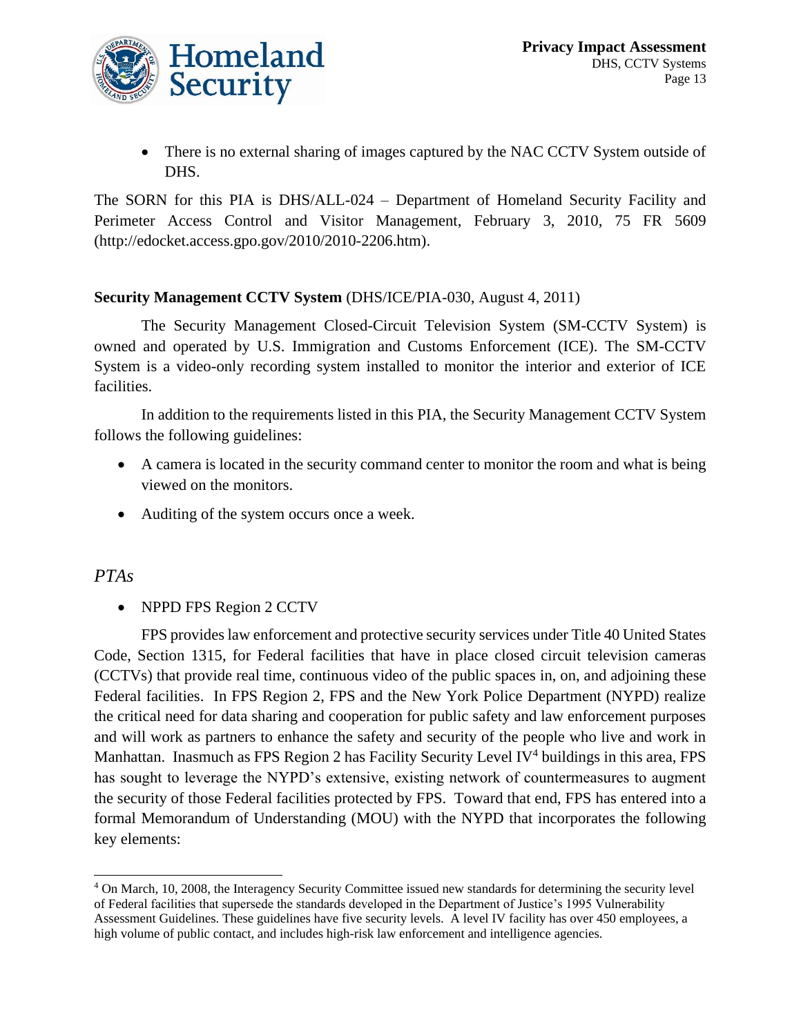- There is no external sharing of images captured by the NAC CCTV System outside of DHS.

The SORN for this PIA is DHS/ALL-024 – Department of Homeland Security Facility and Perimeter Access Control and Visitor Management, February 3, 2010, 75 FR 5609 (http://edocket.access.gpo.gov/2010/2010-2206.htm).

**Security Management CCTV System** (DHS/ICE/PIA-030, August 4, 2011)

The Security Management Closed-Circuit Television System (SM-CCTV System) is owned and operated by U.S. Immigration and Customs Enforcement (ICE). The SM-CCTV System is a video-only recording system installed to monitor the interior and exterior of ICE facilities.

In addition to the requirements listed in this PIA, the Security Management CCTV System follows the following guidelines:

- A camera is located in the security command center to monitor the room and what is being viewed on the monitors.
- Auditing of the system occurs once a week.

## *PTAs*

- NPPD FPS Region 2 CCTV

FPS provides law enforcement and protective security services under Title 40 United States Code, Section 1315, for Federal facilities that have in place closed circuit television cameras (CCTVs) that provide real time, continuous video of the public spaces in, on, and adjoining these Federal facilities. In FPS Region 2, FPS and the New York Police Department (NYPD) realize the critical need for data sharing and cooperation for public safety and law enforcement purposes and will work as partners to enhance the safety and security of the people who live and work in Manhattan. Inasmuch as FPS Region 2 has Facility Security Level IV[4] buildings in this area, FPS has sought to leverage the NYPD's extensive, existing network of countermeasures to augment the security of those Federal facilities protected by FPS. Toward that end, FPS has entered into a formal Memorandum of Understanding (MOU) with the NYPD that incorporates the following key elements:

[4] On March, 10, 2008, the Interagency Security Committee issued new standards for determining the security level of Federal facilities that supersede the standards developed in the Department of Justice's 1995 Vulnerability Assessment Guidelines. These guidelines have five security levels. A level IV facility has over 450 employees, a high volume of public contact, and includes high-risk law enforcement and intelligence agencies.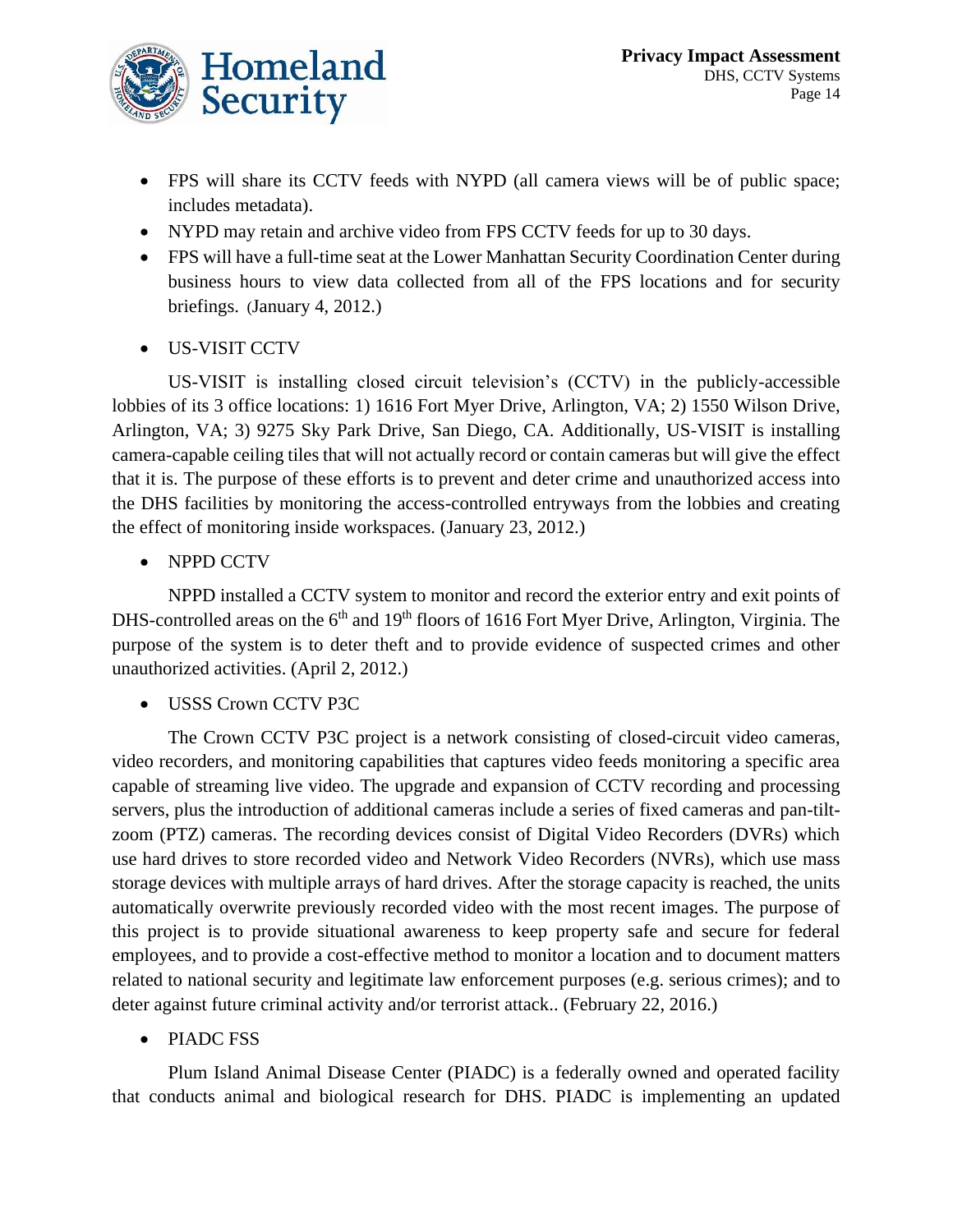- FPS will share its CCTV feeds with NYPD (all camera views will be of public space; includes metadata).
- NYPD may retain and archive video from FPS CCTV feeds for up to 30 days.
- FPS will have a full-time seat at the Lower Manhattan Security Coordination Center during business hours to view data collected from all of the FPS locations and for security briefings. (January 4, 2012.)

- US-VISIT CCTV

US-VISIT is installing closed circuit television's (CCTV) in the publicly-accessible lobbies of its 3 office locations: 1) 1616 Fort Myer Drive, Arlington, VA; 2) 1550 Wilson Drive, Arlington, VA; 3) 9275 Sky Park Drive, San Diego, CA. Additionally, US-VISIT is installing camera-capable ceiling tiles that will not actually record or contain cameras but will give the effect that it is. The purpose of these efforts is to prevent and deter crime and unauthorized access into the DHS facilities by monitoring the access-controlled entryways from the lobbies and creating the effect of monitoring inside workspaces. (January 23, 2012.)

- NPPD CCTV

NPPD installed a CCTV system to monitor and record the exterior entry and exit points of DHS-controlled areas on the 6th and 19th floors of 1616 Fort Myer Drive, Arlington, Virginia. The purpose of the system is to deter theft and to provide evidence of suspected crimes and other unauthorized activities. (April 2, 2012.)

- USSS Crown CCTV P3C

The Crown CCTV P3C project is a network consisting of closed-circuit video cameras, video recorders, and monitoring capabilities that captures video feeds monitoring a specific area capable of streaming live video. The upgrade and expansion of CCTV recording and processing servers, plus the introduction of additional cameras include a series of fixed cameras and pan-tilt-zoom (PTZ) cameras. The recording devices consist of Digital Video Recorders (DVRs) which use hard drives to store recorded video and Network Video Recorders (NVRs), which use mass storage devices with multiple arrays of hard drives. After the storage capacity is reached, the units automatically overwrite previously recorded video with the most recent images. The purpose of this project is to provide situational awareness to keep property safe and secure for federal employees, and to provide a cost-effective method to monitor a location and to document matters related to national security and legitimate law enforcement purposes (e.g. serious crimes); and to deter against future criminal activity and/or terrorist attack.. (February 22, 2016.)

- PIADC FSS

Plum Island Animal Disease Center (PIADC) is a federally owned and operated facility that conducts animal and biological research for DHS. PIADC is implementing an updated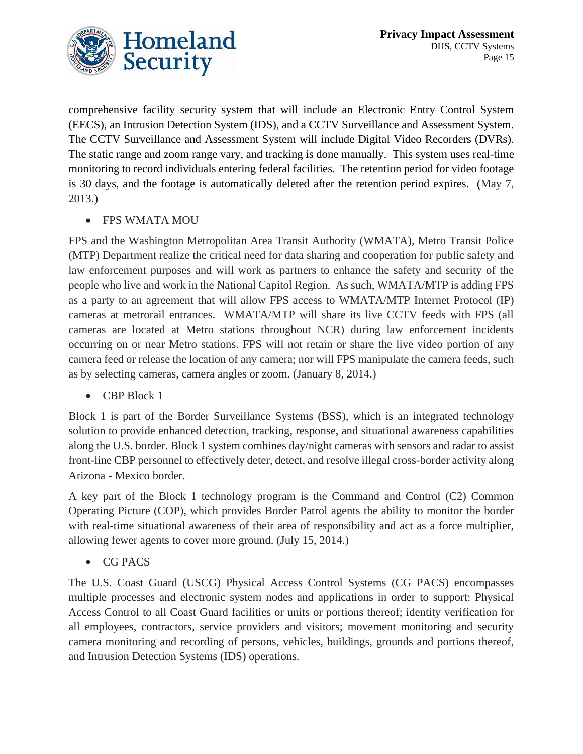comprehensive facility security system that will include an Electronic Entry Control System (EECS), an Intrusion Detection System (IDS), and a CCTV Surveillance and Assessment System. The CCTV Surveillance and Assessment System will include Digital Video Recorders (DVRs). The static range and zoom range vary, and tracking is done manually. This system uses real-time monitoring to record individuals entering federal facilities. The retention period for video footage is 30 days, and the footage is automatically deleted after the retention period expires. (May 7, 2013.)

- FPS WMATA MOU

FPS and the Washington Metropolitan Area Transit Authority (WMATA), Metro Transit Police (MTP) Department realize the critical need for data sharing and cooperation for public safety and law enforcement purposes and will work as partners to enhance the safety and security of the people who live and work in the National Capitol Region. As such, WMATA/MTP is adding FPS as a party to an agreement that will allow FPS access to WMATA/MTP Internet Protocol (IP) cameras at metrorail entrances. WMATA/MTP will share its live CCTV feeds with FPS (all cameras are located at Metro stations throughout NCR) during law enforcement incidents occurring on or near Metro stations. FPS will not retain or share the live video portion of any camera feed or release the location of any camera; nor will FPS manipulate the camera feeds, such as by selecting cameras, camera angles or zoom. (January 8, 2014.)

- CBP Block 1

Block 1 is part of the Border Surveillance Systems (BSS), which is an integrated technology solution to provide enhanced detection, tracking, response, and situational awareness capabilities along the U.S. border. Block 1 system combines day/night cameras with sensors and radar to assist front-line CBP personnel to effectively deter, detect, and resolve illegal cross-border activity along Arizona - Mexico border.

A key part of the Block 1 technology program is the Command and Control (C2) Common Operating Picture (COP), which provides Border Patrol agents the ability to monitor the border with real-time situational awareness of their area of responsibility and act as a force multiplier, allowing fewer agents to cover more ground. (July 15, 2014.)

- CG PACS

The U.S. Coast Guard (USCG) Physical Access Control Systems (CG PACS) encompasses multiple processes and electronic system nodes and applications in order to support: Physical Access Control to all Coast Guard facilities or units or portions thereof; identity verification for all employees, contractors, service providers and visitors; movement monitoring and security camera monitoring and recording of persons, vehicles, buildings, grounds and portions thereof, and Intrusion Detection Systems (IDS) operations.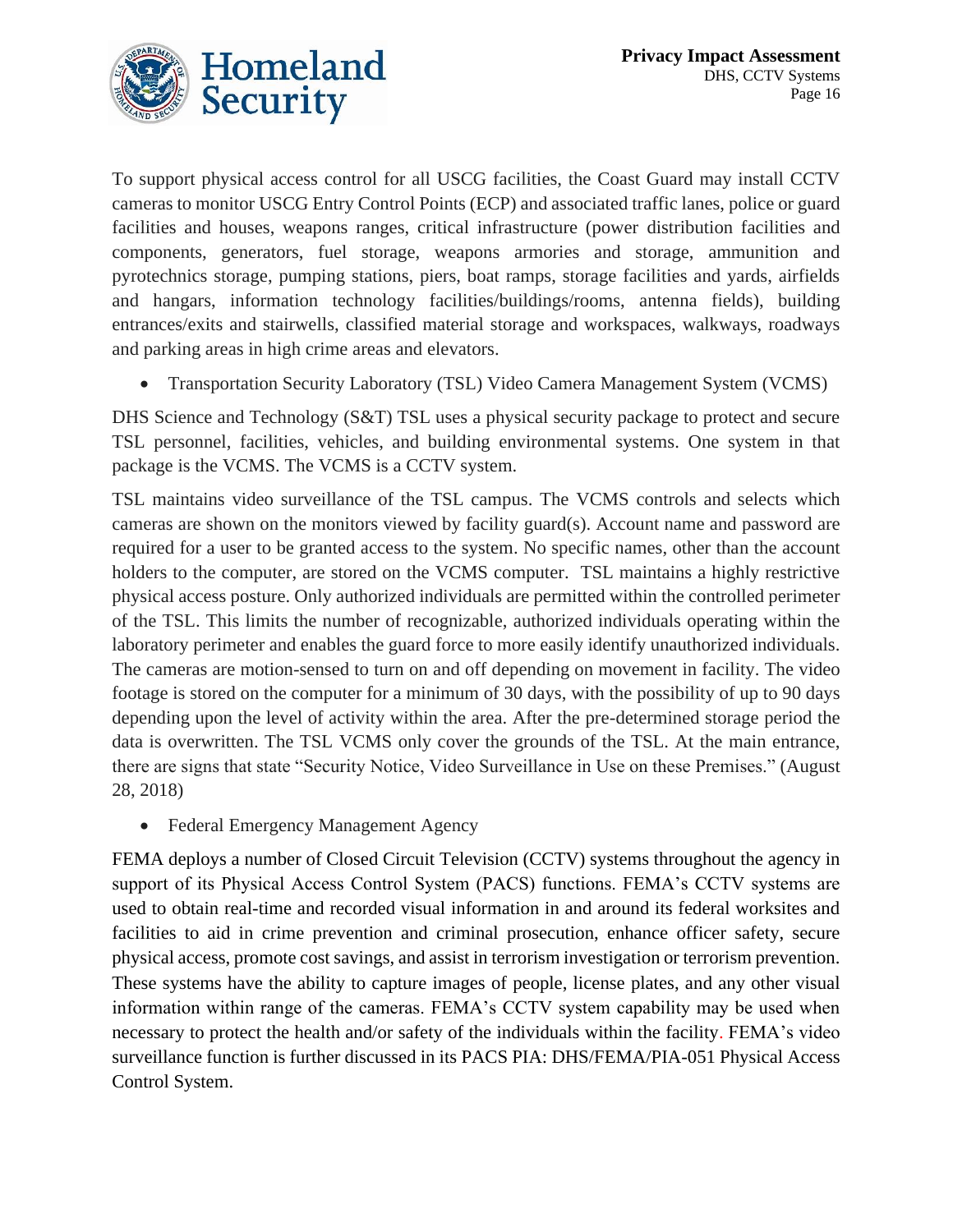To support physical access control for all USCG facilities, the Coast Guard may install CCTV cameras to monitor USCG Entry Control Points (ECP) and associated traffic lanes, police or guard facilities and houses, weapons ranges, critical infrastructure (power distribution facilities and components, generators, fuel storage, weapons armories and storage, ammunition and pyrotechnics storage, pumping stations, piers, boat ramps, storage facilities and yards, airfields and hangars, information technology facilities/buildings/rooms, antenna fields), building entrances/exits and stairwells, classified material storage and workspaces, walkways, roadways and parking areas in high crime areas and elevators.

- Transportation Security Laboratory (TSL) Video Camera Management System (VCMS)

DHS Science and Technology (S&T) TSL uses a physical security package to protect and secure TSL personnel, facilities, vehicles, and building environmental systems. One system in that package is the VCMS. The VCMS is a CCTV system.

TSL maintains video surveillance of the TSL campus. The VCMS controls and selects which cameras are shown on the monitors viewed by facility guard(s). Account name and password are required for a user to be granted access to the system. No specific names, other than the account holders to the computer, are stored on the VCMS computer. TSL maintains a highly restrictive physical access posture. Only authorized individuals are permitted within the controlled perimeter of the TSL. This limits the number of recognizable, authorized individuals operating within the laboratory perimeter and enables the guard force to more easily identify unauthorized individuals. The cameras are motion-sensed to turn on and off depending on movement in facility. The video footage is stored on the computer for a minimum of 30 days, with the possibility of up to 90 days depending upon the level of activity within the area. After the pre-determined storage period the data is overwritten. The TSL VCMS only cover the grounds of the TSL. At the main entrance, there are signs that state "Security Notice, Video Surveillance in Use on these Premises." (August 28, 2018)

- Federal Emergency Management Agency

FEMA deploys a number of Closed Circuit Television (CCTV) systems throughout the agency in support of its Physical Access Control System (PACS) functions. FEMA's CCTV systems are used to obtain real-time and recorded visual information in and around its federal worksites and facilities to aid in crime prevention and criminal prosecution, enhance officer safety, secure physical access, promote cost savings, and assist in terrorism investigation or terrorism prevention. These systems have the ability to capture images of people, license plates, and any other visual information within range of the cameras. FEMA's CCTV system capability may be used when necessary to protect the health and/or safety of the individuals within the facility. FEMA's video surveillance function is further discussed in its PACS PIA: DHS/FEMA/PIA-051 Physical Access Control System.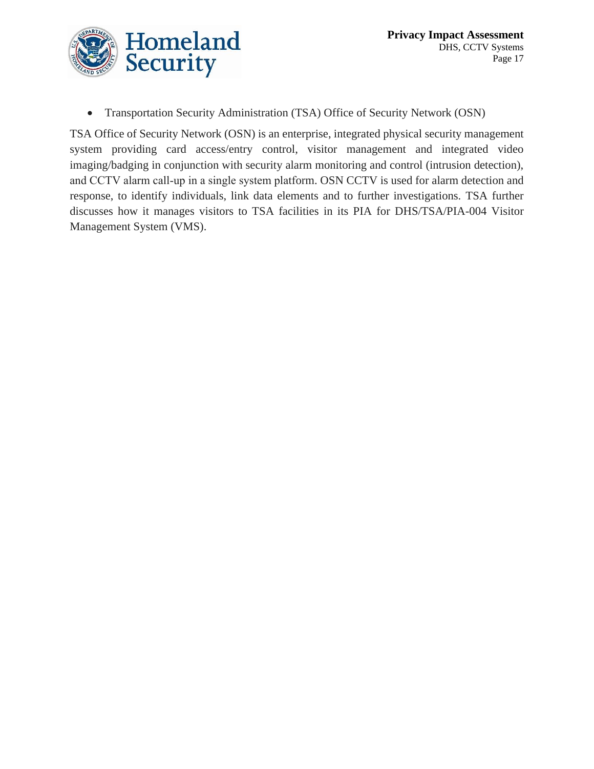- Transportation Security Administration (TSA) Office of Security Network (OSN)

TSA Office of Security Network (OSN) is an enterprise, integrated physical security management system providing card access/entry control, visitor management and integrated video imaging/badging in conjunction with security alarm monitoring and control (intrusion detection), and CCTV alarm call-up in a single system platform. OSN CCTV is used for alarm detection and response, to identify individuals, link data elements and to further investigations. TSA further discusses how it manages visitors to TSA facilities in its PIA for DHS/TSA/PIA-004 Visitor Management System (VMS).